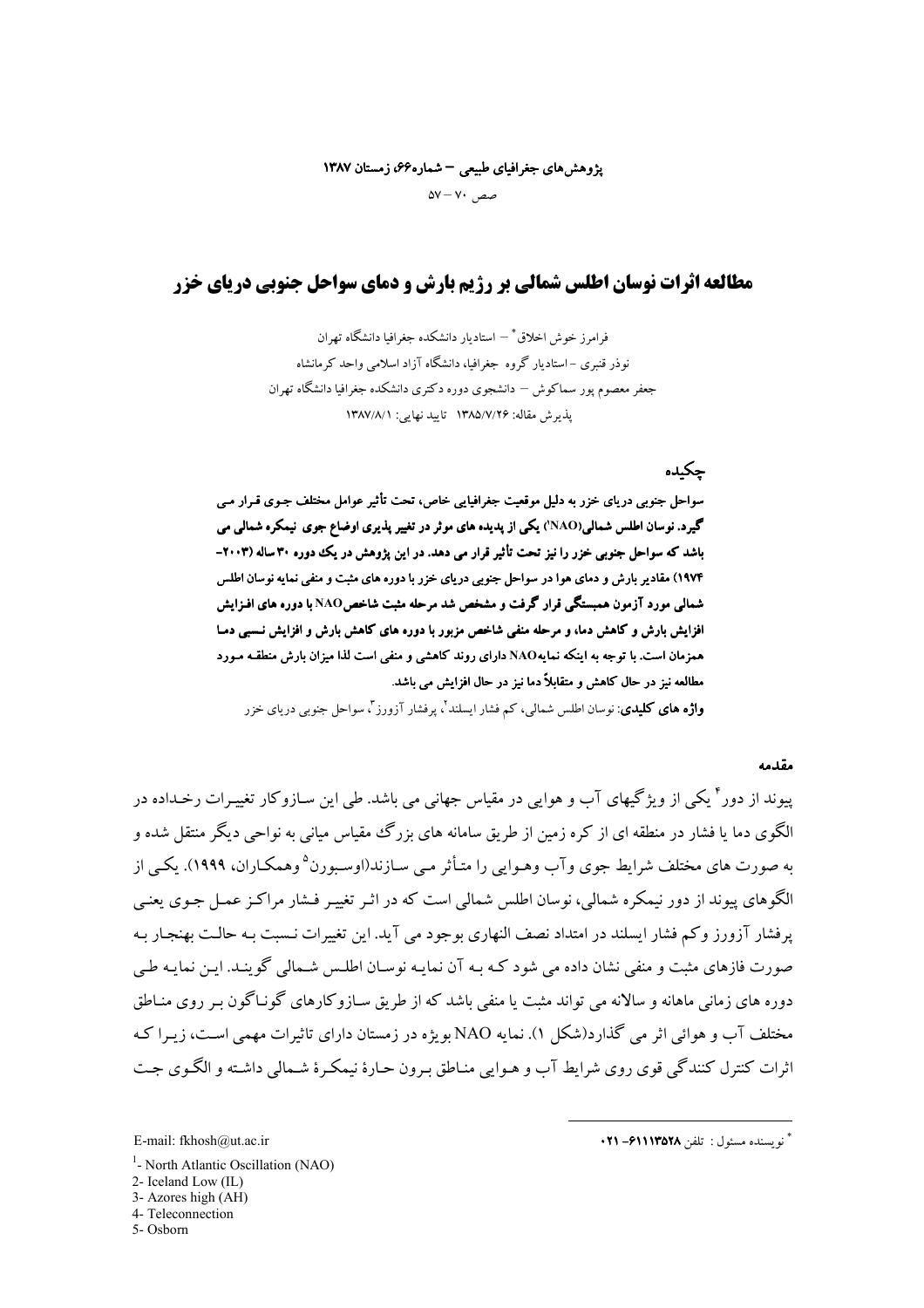# مطالعه اثرات نوسان اطلس شمالی بر رژیم بارش و دمای سواحل جنوبی دریای خزر

فرامرز خوش اخلاق * – استادیار دانشکده جغرافیا دانشگاه تهران

نوذر قنبری – استادیار گروه جغرافیا، دانشگاه آزاد اسلامی واحد کرمانشاه

جعفر معصوم پور سماکوش – دانشجوی دوره دکتری دانشکده جغرافیا دانشگاه تهران

پذیرش مقاله: ۱۳۸۵/۷/۲۶ تایید نهایی: ۱۳۸۷/۸/۱

## چکیده

**سواحل جنوبی دریای خزر به دلیل موقعیت جغرافیایی خاص، تحت تأثیر عوامل مختلف جوی قرار می گیرد. نوسان اطلس شمالی(NAO[1]) یکی از پدیده های موثر در تغییر پذیری اوضاع جوی نیمکره شمالی می باشد که سواحل جنوبی خزر را نیز تحت تأثیر قرار می دهد. در این پژوهش در یک دوره ۳۰ ساله (۲۰۰۳-۱۹۷۴) مقادیر بارش و دمای هوا در سواحل جنوبی دریای خزر با دوره های مثبت و منفی نمایه نوسان اطلس شمالی مورد آزمون همبستگی قرار گرفت و مشخص شد مرحله مثبت شاخص NAO با دوره های افزایش بارش و کاهش دما، و مرحله منفی شاخص مزبور با دوره های کاهش بارش و افزایش نسبی دما همزمان است. با توجه به اینکه نمایه NAO دارای روند کاهشی و منفی است لذا میزان بارش منطقه مورد مطالعه نیز در حال کاهش و متقابلاً دما نیز در حال افزایش می باشد.**

**واژه های کلیدی**: نوسان اطلس شمالی، کم فشار ایسلند[2]، پرفشار آزورز[3]، سواحل جنوبی دریای خزر

## مقدمه

پیوند از دور[4] یکی از ویژگیهای آب و هوایی در مقیاس جهانی می باشد. طی این سازوکار تغییرات رخداده در الگوی دما یا فشار در منطقه ای از کره زمین از طریق سامانه های بزرگ مقیاس میانی به نواحی دیگر منتقل شده و به صورت های مختلف شرایط جوی وآب وهوایی را متأثر می سازند(اوسبورن[5] وهمکاران، ۱۹۹۹). یکی از الگوهای پیوند از دور نیمکره شمالی، نوسان اطلس شمالی است که در اثر تغییر فشار مراکز عمل جوی یعنی پرفشار آزورز وکم فشار ایسلند در امتداد نصف النهاری بوجود می آید. این تغییرات نسبت به حالت بهنجار به صورت فازهای مثبت و منفی نشان داده می شود که به آن نمایه نوسان اطلس شمالی گویند. این نمایه طی دوره های زمانی ماهانه و سالانه می تواند مثبت یا منفی باشد که از طریق سازوکارهای گوناگون بر روی مناطق مختلف آب و هوائی اثر می گذارد(شکل ۱). نمایه NAO بویژه در زمستان دارای تاثیرات مهمی است، زیرا که اثرات کنترل کنندگی قوی روی شرایط آب و هوایی مناطق برون حارهٔ نیمکرهٔ شمالی داشته و الگوی جت

---

\* نویسنده مسئول : تلفن ۶۱۱۱۳۵۲۸-۰۲۱

E-mail: fkhosh@ut.ac.ir

1- North Atlantic Oscillation (NAO)

2- Iceland Low (IL)

3- Azores high (AH)

4- Teleconnection

5- Osborn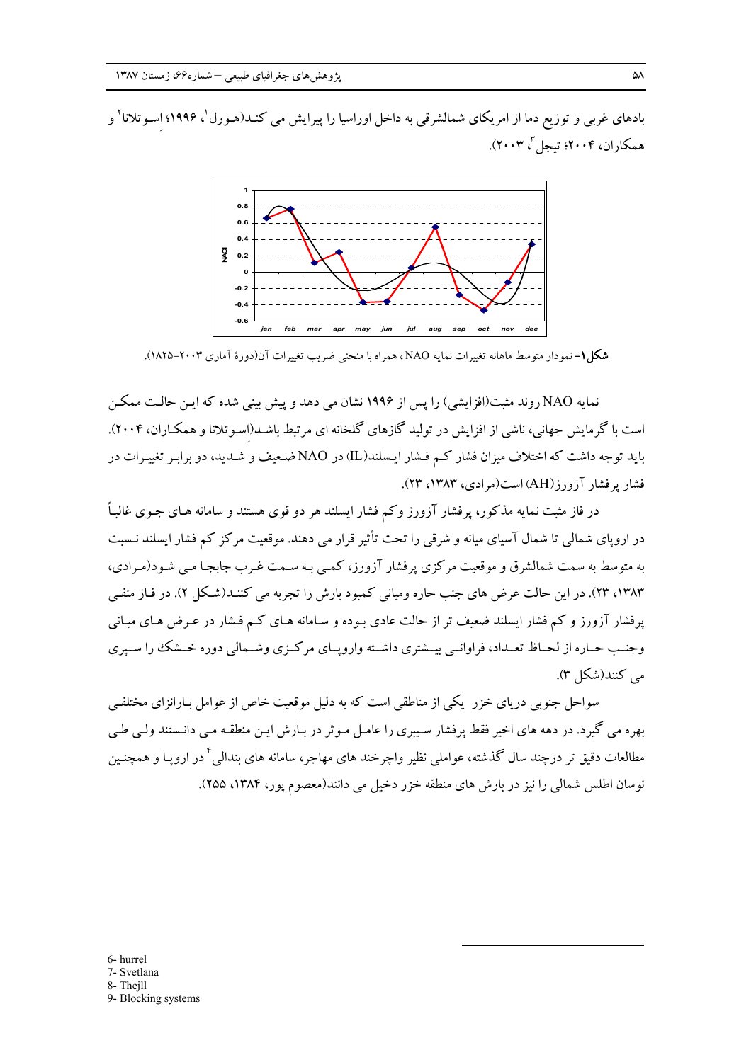بادهای غربی و توزیع دما از امریکای شمالشرقی به داخل اوراسیا را پیرایش می کنـد(هـورل[1]، ۱۹۹۶؛ اسـوتلانا[2] و همکاران، ۲۰۰۴؛ تیجل[3]، ۲۰۰۳).

**شکل۱**- نمودار متوسط ماهانه تغییرات نمایه NAO، همراه با منحنی ضریب تغییرات آن(دورهٔ آماری ۲۰۰۳-۱۸۲۵).

نمایه NAO روند مثبت(افزایشی) را پس از ۱۹۹۶ نشان می دهد و پیش بینی شده که ایـن حالـت ممکـن است با گرمایش جهانی، ناشی از افزایش در تولید گازهای گلخانه ای مرتبط باشـد(اسـوتلانا و همکـاران، ۲۰۰۴). باید توجه داشت که اختلاف میزان فشار کـم فـشار ایسلند(IL) در NAO ضـعیف و شـدید، دو برابـر تغییـرات در فشار پرفشار آزورز(AH) است(مرادی، ۱۳۸۳، ۲۳).

در فاز مثبت نمایه مذکور، پرفشار آزورز وکم فشار ایسلند هر دو قوی هستند و سامانه هـای جـوی غالبـاً در اروپای شمالی تا شمال آسیای میانه و شرقی را تحت تأثیر قرار می دهند. موقعیت مرکز کم فشار ایسلند نـسبت به متوسط به سمت شمالشرق و موقعیت مرکزی پرفشار آزورز، کمـی بـه سـمت غـرب جابجـا مـی شـود(مـرادی، ۱۳۸۳، ۲۳). در این حالت عرض های جنب حاره ومیانی کمبود بارش را تجربه می کننـد(شـکل ۲). در فـاز منفـی پرفشار آزورز و کم فشار ایسلند ضعیف تر از حالت عادی بـوده و سـامانه هـای کـم فـشار در عـرض هـای میـانی وجنـب حـاره از لحـاظ تعـداد، فراوانـی بیـشتری داشـته واروپـای مرکـزی وشـمالی دوره خـشک را سـپری می کنند(شکل ۳).

سواحل جنوبی دریای خزر یکی از مناطقی است که به دلیل موقعیت خاص از عوامل بـارانزای مختلفـی بهره می گیرد. در دهه های اخیر فقط پرفشار سیبری را عامـل مـوثر در بـارش ایـن منطقـه مـی دانـستند ولـی طـی مطالعات دقیق تر درچند سال گذشته، عواملی نظیر واچرخند های مهاجر، سامانه های بندالی[4] در اروپـا و همچنـین نوسان اطلس شمالی را نیز در بارش های منطقه خزر دخیل می دانند(معصوم پور، ۱۳۸۴، ۲۵۵).

---

6- hurrel
7- Svetlana
8- Thejll
9- Blocking systems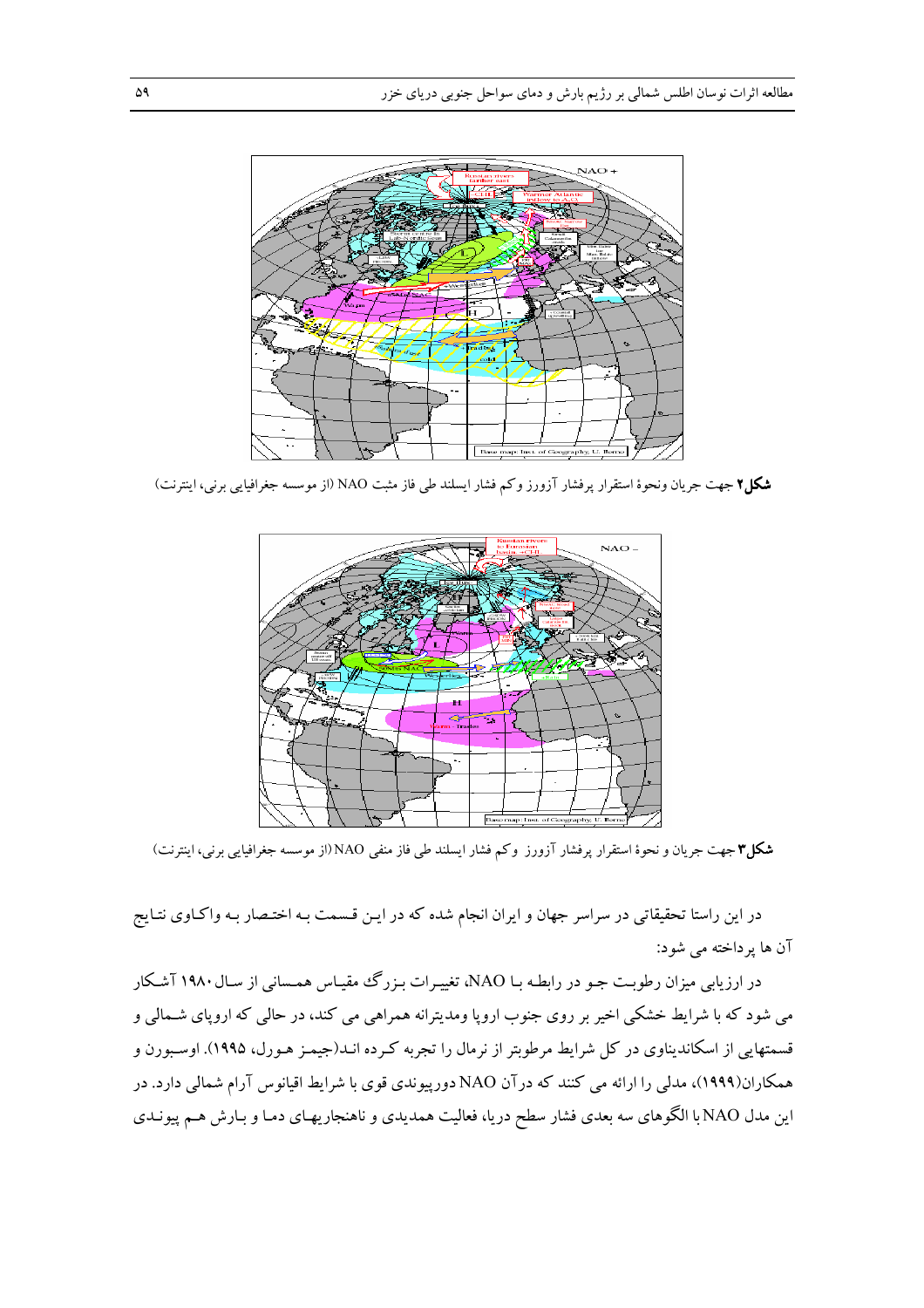**شکل۲** جهت جریان ونحوهٔ استقرار پرفشار آزورز وکم فشار ایسلند طی فاز مثبت NAO (از موسسه جغرافیایی برنی، اینترنت)

**شکل۳** جهت جریان و نحوهٔ استقرار پرفشار آزورز وکم فشار ایسلند طی فاز منفی NAO (از موسسه جغرافیایی برنی، اینترنت)

در این راستا تحقیقاتی در سراسر جهان و ایران انجام شده که در ایـن قـسمت بـه اختـصار بـه واکـاوی نتـایج آن ها پرداخته می شود:

در ارزیابی میزان رطوبـت جـو در رابطـه بـا NAO، تغییـرات بـزرگ مقیـاس همـسانی از سـال ۱۹۸۰ آشـکار می شود که با شرایط خشکی اخیر بر روی جنوب اروپا ومدیترانه همراهی می کند، در حالی که اروپای شـمالی و قسمتهایی از اسکاندیناوی در کل شرایط مرطوبتر از نرمال را تجربه کـرده انـد(جیمـز هـورل، ۱۹۹۵). اوسـبورن و همکاران(۱۹۹۹)، مدلی را ارائه می کنند که درآن NAO دورپیوندی قوی با شرایط اقیانوس آرام شمالی دارد. در این مدل NAO با الگوهای سه بعدی فشار سطح دریا، فعالیت همدیدی و ناهنجاریهـای دمـا و بـارش هـم پیونـدی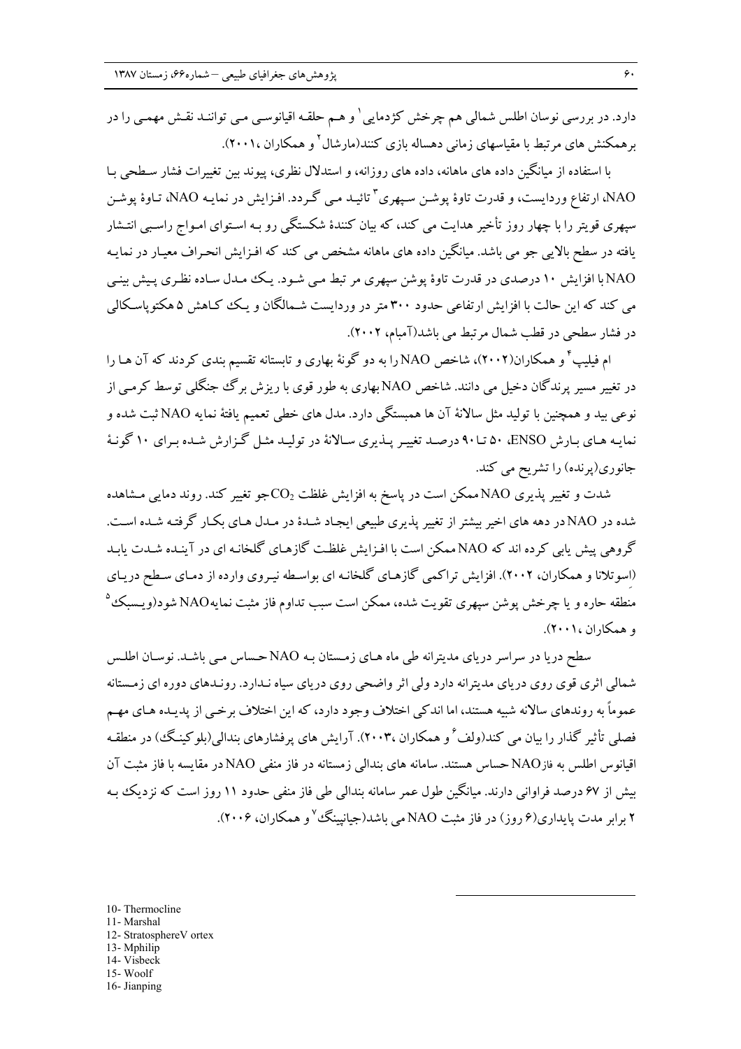دارد. در بررسی نوسان اطلس شمالی هم چرخش کژدمایی[1] و هـم حلقـه اقیانوسـی مـی تواننـد نقـش مهمـی را در برهمکنش های مرتبط با مقیاسهای زمانی دهساله بازی کنند(مارشال[2] و همکاران ،۲۰۰۱).

با استفاده از میانگین داده های ماهانه، داده های روزانه، و استدلال نظری، پیوند بین تغییرات فشار سـطحی بـا NAO، ارتفاع وردایست، و قدرت تاوۀ پوشـن سـپهری[3] تائیـد مـی گـردد. افـزایش در نمایـه NAO، تـاوۀ پوشـن سپهری قویتر را با چهار روز تأخیر هدایت می کند، که بیان کنندۀ شکستگی رو بـه اسـتوای امـواج راسـبی انتـشار یافته در سطح بالایی جو می باشد. میانگین داده های ماهانه مشخص می کند که افـزایش انحـراف معیـار در نمایـه NAO با افزایش ۱۰ درصدی در قدرت تاوۀ پوشن سپهری مر تبط مـی شـود. یـک مـدل سـاده نظـری پـیش بینـی می کند که این حالت با افزایش ارتفاعی حدود ۳۰۰ متر در وردایست شـمالگان و یـک کـاهش ۵ هکتوپاسـکالی در فشار سطحی در قطب شمال مرتبط می باشد(آمبام، ۲۰۰۲).

ام فیلیپ[4] و همکاران(۲۰۰۲)، شاخص NAO را به دو گونۀ بهاری و تابستانه تقسیم بندی کردند که آن هـا را در تغییر مسیر پرندگان دخیل می دانند. شاخص NAO بهاری به طور قوی با ریزش برگ جنگلی توسط کرمـی از نوعی بید و همچنین با تولید مثل سالانۀ آن ها همبستگی دارد. مدل های خطی تعمیم یافتۀ نمایه NAO ثبت شده و نمایـه هـای بـارش ENSO، ۵۰ تـا ۹۰ درصـد تغییـر پـذیری سـالانۀ در تولیـد مثـل گـزارش شـده بـرای ۱۰ گونـۀ جانوری(پرنده) را تشریح می کند.

شدت و تغییر پذیری NAO ممکن است در پاسخ به افزایش غلظت $CO_2$ جو تغییر کند. روند دمایی مـشاهده شده در NAO در دهه های اخیر بیشتر از تغییر پذیری طبیعی ایجـاد شـدۀ در مـدل هـای بکـار گرفتـه شـده اسـت. گروهی پیش یابی کرده اند که NAO ممکن است با افـزایش غلظـت گازهـای گلخانـه ای در آینـده شـدت یابـد (اسوتلانا و همکاران، ۲۰۰۲). افزایش تراکمی گازهـای گلخانـه ای بواسـطه نیـروی وارده از دمـای سـطح دریـای منطقه حاره و یا چرخش پوشن سپهری تقویت شده، ممکن است سبب تداوم فاز مثبت نمایهNAO شود(ویـسبک[5] و همکاران ،۲۰۰۱).

سطح دریا در سراسر دریای مدیترانه طی ماه هـای زمـستان بـه NAO حـساس مـی باشـد. نوسـان اطلـس شمالی اثری قوی روی دریای مدیترانه دارد ولی اثر واضحی روی دریای سیاه نـدارد. رونـدهای دوره ای زمـستانه عموماً به روندهای سالانه شبیه هستند، اما اندکی اختلاف وجود دارد، که این اختلاف برخـی از پدیـده هـای مهـم فصلی تأثیر گذار را بیان می کند(ولف[6] و همکاران ،۲۰۰۳). آرایش های پرفشارهای بندالی(بلوکینـگ) در منطقـه اقیانوس اطلس به فازNAO حساس هستند. سامانه های بندالی زمستانه در فاز منفی NAO در مقایسه با فاز مثبت آن بیش از ۶۷ درصد فراوانی دارند. میانگین طول عمر سامانه بندالی طی فاز منفی حدود ۱۱ روز است که نزدیک بـه ۲ برابر مدت پایداری(۶ روز) در فاز مثبت NAO می باشد(جیانپینگ[7] و همکاران، ۲۰۰۶).

---

10- Thermocline
11- Marshal
12- StratosphereV ortex
13- Mphilip
14- Visbeck
15- Woolf
16- Jianping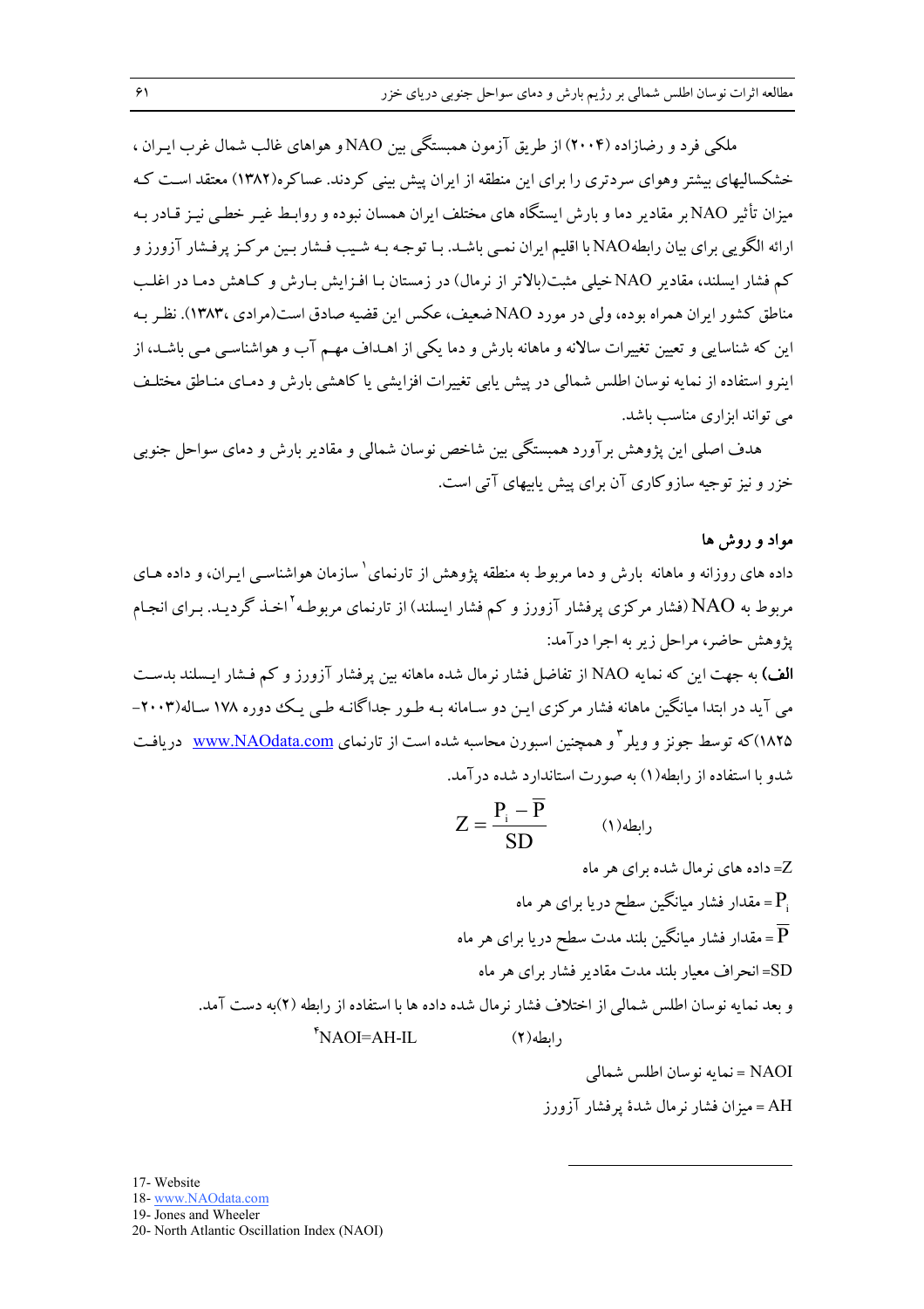ملکی فرد و رضازاده (۲۰۰۴) از طریق آزمون همبستگی بین NAO و هواهای غالب شمال غرب ایـران ، خشکسالیهای بیشتر وهوای سردتری را برای این منطقه از ایران پیش بینی کردند. عساکره(۱۳۸۲) معتقد اسـت کـه میزان تأثیر NAO بر مقادیر دما و بارش ایستگاه های مختلف ایران همسان نبوده و روابـط غیـر خطـی نیـز قـادر بـه ارائه الگویی برای بیان رابطه NAO با اقلیم ایران نمـی باشـد. بـا توجـه بـه شـیب فـشار بـین مرکـز پرفـشار آزورز و کم فشار ایسلند، مقادیر NAO خیلی مثبت(بالاتر از نرمال) در زمستان بـا افـزایش بـارش و کـاهش دمـا در اغلـب مناطق کشور ایران همراه بوده، ولی در مورد NAO ضعیف، عکس این قضیه صادق است(مرادی ،۱۳۸۳). نظـر بـه این که شناسایی و تعیین تغییرات سالانه و ماهانه بارش و دما یکی از اهـداف مهـم آب و هواشناسـی مـی باشـد، از اینرو استفاده از نمایه نوسان اطلس شمالی در پیش یابی تغییرات افزایشی یا کاهشی بارش و دمـای منـاطق مختلـف می تواند ابزاری مناسب باشد.

هدف اصلی این پژوهش برآورد همبستگی بین شاخص نوسان شمالی و مقادیر بارش و دمای سواحل جنوبی خزر و نیز توجیه سازوکاری آن برای پیش یابیهای آتی است.

## مواد و روش ها

داده های روزانه و ماهانه بارش و دما مربوط به منطقه پژوهش از تارنمای[17] سازمان هواشناسـی ایـران، و داده هـای مربوط به NAO (فشار مرکزی پرفشار آزورز و کم فشار ایسلند) از تارنمای مربوطـه[18] اخـذ گردیـد. بـرای انجـام پژوهش حاضر، مراحل زیر به اجرا درآمد:

**الف)** به جهت این که نمایه NAO از تفاضل فشار نرمال شده ماهانه بین پرفشار آزورز و کم فـشار ایـسلند بدسـت می آید در ابتدا میانگین ماهانه فشار مرکزی ایـن دو سـامانه بـه طـور جداگانـه طـی یـک دوره ۱۷۸ سـاله(۲۰۰۳-۱۸۲۵)که توسط جونز و ویلر[19] و همچنین اسبورن محاسبه شده است از تارنمای www.NAOdata.com دریافت شدو با استفاده از رابطه(۱) به صورت استاندارد شده درآمد.

$$Z = \frac{P_i - \overline{P}}{SD} \qquad \text{(۱)رابطه}$$

Z= داده های نرمال شده برای هر ماه

$P_i$ = مقدار فشار میانگین سطح دریا برای هر ماه

$\overline{P}$ = مقدار فشار میانگین بلند مدت سطح دریا برای هر ماه

SD= انحراف معیار بلند مدت مقادیر فشار برای هر ماه

و بعد نمایه نوسان اطلس شمالی از اختلاف فشار نرمال شده داده ها با استفاده از رابطه (۲)به دست آمد.

$$NAOI = AH - IL \qquad \text{(۲)رابطه}$$

[20]

NAOI = نمایه نوسان اطلس شمالی

AH = میزان فشار نرمال شدهٔ پرفشار آزورز

---

17- Website
18- www.NAOdata.com
19- Jones and Wheeler
20- North Atlantic Oscillation Index (NAOI)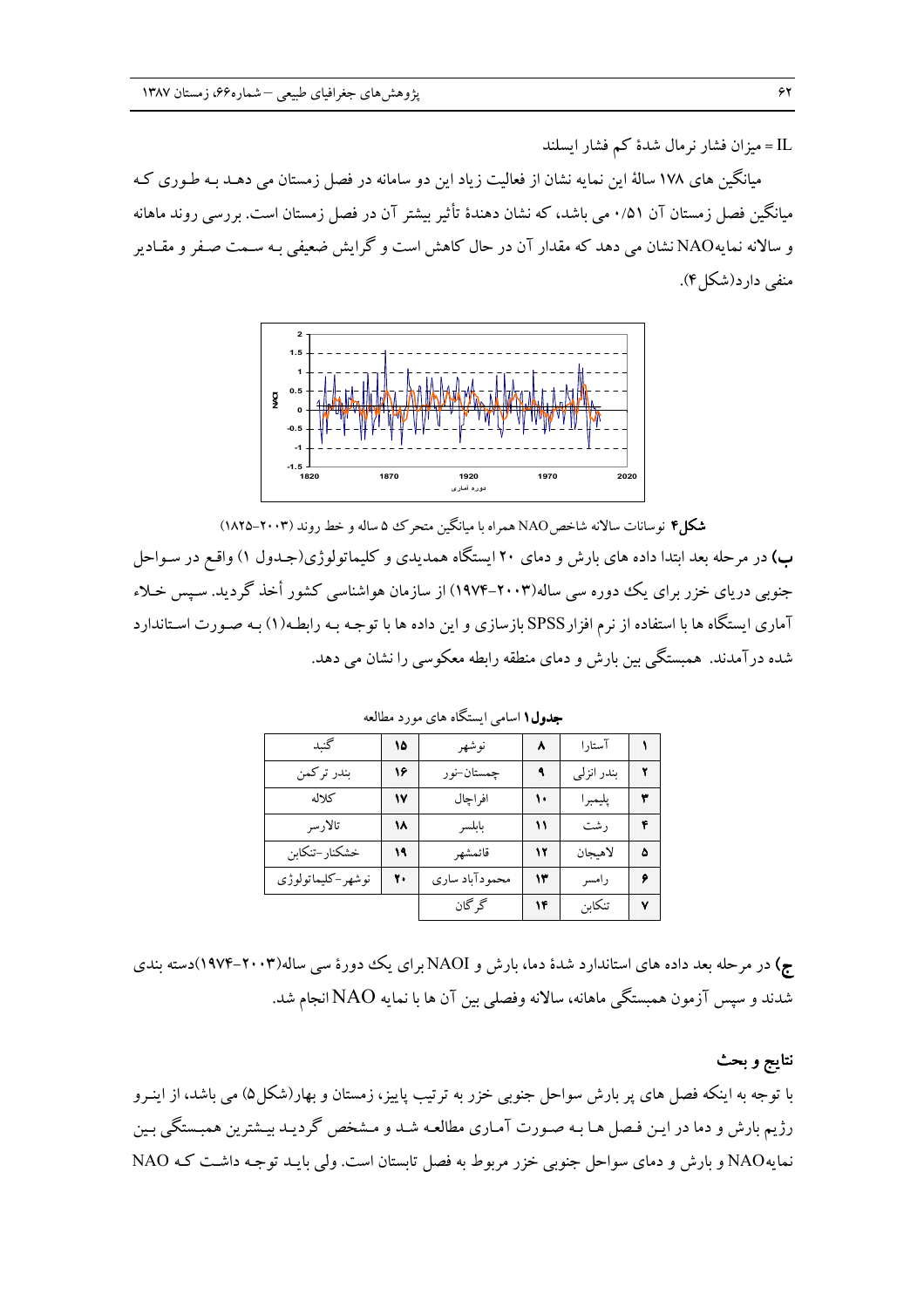IL = میزان فشار نرمال شدهٔ کم فشار ایسلند

میانگین های ۱۷۸ سالهٔ این نمایه نشان از فعالیت زیاد این دو سامانه در فصل زمستان می دهد بـه طـوری کـه میانگین فصل زمستان آن ۰/۵۱ می باشد، که نشان دهندهٔ تأثیر بیشتر آن در فصل زمستان است. بررسی روند ماهانه و سالانه نمایهNAO نشان می دهد که مقدار آن در حال کاهش است و گرایش ضعیفی بـه سـمت صـفر و مقـادیر منفی دارد(شکل۴).

**شکل۴** نوسانات سالانه شاخص NAO همراه با میانگین متحرک ۵ ساله و خط روند (۲۰۰۳-۱۸۲۵)

**ب)** در مرحله بعد ابتدا داده های بارش و دمای ۲۰ ایستگاه همدیدی و کلیماتولوژی(جـدول ۱) واقـع در سـواحل جنوبی دریای خزر برای یک دوره سی ساله(۲۰۰۳-۱۹۷۴) از سازمان هواشناسی کشور أخذ گردید. سپس خـلاء آماری ایستگاه ها با استفاده از نرم افزارSPSS بازسازی و این داده ها با توجـه بـه رابطـه(۱) بـه صـورت اسـتاندارد شده درآمدند. همبستگی بین بارش و دمای منطقه رابطه معکوسی را نشان می دهد.

**جدول۱** اسامی ایستگاه های مورد مطالعه

| | | | | | |
|---|---|---|---|---|---|
| ۱ | آستارا | ۸ | نوشهر | ۱۵ | گنبد |
| ۲ | بندر انزلی | ۹ | چمستان-نور | ۱۶ | بندر ترکمن |
| ۳ | پلیمبرا | ۱۰ | افراچال | ۱۷ | کلاله |
| ۴ | رشت | ۱۱ | بابلسر | ۱۸ | تالارسر |
| ۵ | لاهیجان | ۱۲ | قائمشهر | ۱۹ | خشکنار-تنکابن |
| ۶ | رامسر | ۱۳ | محمودآباد ساری | ۲۰ | نوشهر-کلیماتولوژی |
| ۷ | تنکابن | ۱۴ | گرگان | | |

**ج)** در مرحله بعد داده های استاندارد شدهٔ دما، بارش و NAOI برای یک دورهٔ سی ساله(۲۰۰۳-۱۹۷۴)دسته بندی شدند و سپس آزمون همبستگی ماهانه، سالانه وفصلی بین آن ها با نمایه NAO انجام شد.

## نتایج و بحث

با توجه به اینکه فصل های پر بارش سواحل جنوبی خزر به ترتیب پاییز، زمستان و بهار(شکل۵) می باشد، از اینـرو رژیم بارش و دما در ایـن فـصل هـا بـه صـورت آمـاری مطالعـه شـد و مـشخص گردیـد بیـشترین همبـستگی بـین نمایهNAO و بارش و دمای سواحل جنوبی خزر مربوط به فصل تابستان است. ولی بایـد توجـه داشـت کـه NAO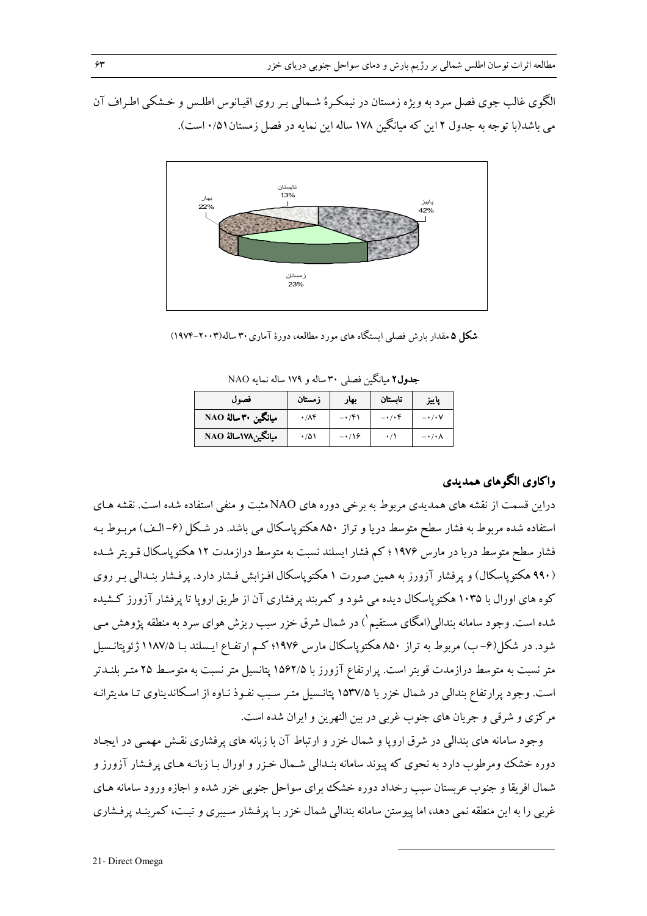الگوی غالب جوی فصل سرد به ویژه زمستان در نیمکرهٔ شمالی بر روی اقیانوس اطلس و خشکی اطراف آن می باشد(با توجه به جدول ۲ این که میانگین ۱۷۸ ساله این نمایه در فصل زمستان ۰/۵۱ است).

**شکل ۵** مقدار بارش فصلی ایستگاه های مورد مطالعه، دورهٔ آماری ۳۰ ساله(۲۰۰۳-۱۹۷۴)

**جدول۲** میانگین فصلی ۳۰ ساله و ۱۷۹ ساله نمایه NAO

| فصول | زمستان | بهار | تابستان | پاییز |
|---|---|---|---|---|
| **میانگین ۳۰ سالهٔ NAO** | ۰/۸۴ | -۰/۴۱ | -۰/۰۴ | -۰/۰۷ |
| **میانگین۱۷۸سالهٔ NAO** | ۰/۵۱ | -۰/۱۶ | ۰/۱ | -۰/۰۸ |

## واکاوی الگوهای همدیدی

دراین قسمت از نقشه های همدیدی مربوط به برخی دوره های NAO مثبت و منفی استفاده شده است. نقشه های استفاده شده مربوط به فشار سطح متوسط دریا و تراز ۸۵۰ هکتوپاسکال می باشد. در شکل (۶-الف) مربوط به فشار سطح متوسط دریا در مارس ۱۹۷۶ ؛ کم فشار ایسلند نسبت به متوسط درازمدت ۱۲ هکتوپاسکال قویتر شده (۹۹۰ هکتوپاسکال) و پرفشار آزورز به همین صورت ۱ هکتوپاسکال افزایش فشار دارد. پرفشار بندالی بر روی کوه های اورال با ۱۰۳۵ هکتوپاسکال دیده می شود و کمربند پرفشاری آن از طریق اروپا تا پرفشار آزورز کشیده شده است. وجود سامانه بندالی(امگای مستقیم[1]) در شمال شرق خزر سبب ریزش هوای سرد به منطقه پژوهش می شود. در شکل(۶- ب) مربوط به تراز ۸۵۰ هکتوپاسکال مارس ۱۹۷۶؛ کم ارتفاع ایسلند با ۱۱۸۷/۵ ژئوپتانسیل متر نسبت به متوسط درازمدت قویتر است. پرارتفاع آزورز با ۱۵۶۲/۵ پتانسیل متر نسبت به متوسط ۲۵ متر بلندتر است. وجود پرارتفاع بندالی در شمال خزر با ۱۵۳۷/۵ پتانسیل متر سبب نفوذ ناوه از اسکاندیناوی تا مدیترانه مرکزی و شرقی و جریان های جنوب غربی در بین النهرین و ایران شده است.

وجود سامانه های بندالی در شرق اروپا و شمال خزر و ارتباط آن با زبانه های پرفشاری نقش مهمی در ایجاد دوره خشک ومرطوب دارد به نحوی که پیوند سامانه بندالی شمال خزر و اورال با زبانه های پرفشار آزورز و شمال افریقا و جنوب عربستان سبب رخداد دوره خشک برای سواحل جنوبی خزر شده و اجازه ورود سامانه های غربی را به این منطقه نمی دهد، اما پیوستن سامانه بندالی شمال خزر با پرفشار سیبری و تبت، کمربند پرفشاری

---

21- Direct Omega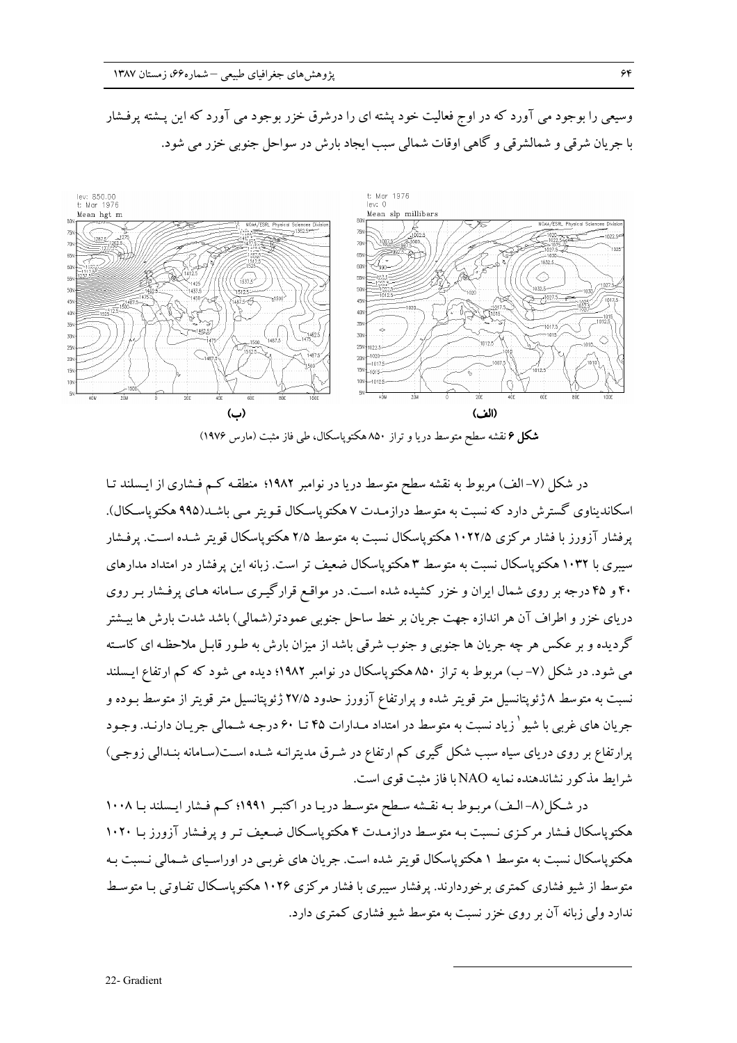وسیعی را بوجود می آورد که در اوج فعالیت خود پشته ای را درشرق خزر بوجود می آورد که این پشته پرفشار با جریان شرقی و شمالشرقی و گاهی اوقات شمالی سبب ایجاد بارش در سواحل جنوبی خزر می شود.

(ب) (الف)

**شکل ۶** نقشه سطح متوسط دریا و تراز ۸۵۰ هکتوپاسکال، طی فاز مثبت (مارس ۱۹۷۶)

در شکل (۷- الف) مربوط به نقشه سطح متوسط دریا در نوامبر ۱۹۸۲؛ منطقه کم فشاری از ایسلند تا اسکاندیناوی گسترش دارد که نسبت به متوسط درازمدت ۷ هکتوپاسکال قویتر می باشد(۹۹۵ هکتوپاسکال). پرفشار آزورز با فشار مرکزی ۱۰۲۲/۵ هکتوپاسکال نسبت به متوسط ۲/۵ هکتوپاسکال قویتر شده است. پرفشار سیبری با ۱۰۳۲ هکتوپاسکال نسبت به متوسط ۳ هکتوپاسکال ضعیف تر است. زبانه این پرفشار در امتداد مدارهای ۴۰ و ۴۵ درجه بر روی شمال ایران و خزر کشیده شده است. در مواقع قرارگیری سامانه های پرفشار بر روی دریای خزر و اطراف آن هر اندازه جهت جریان بر خط ساحل جنوبی عمودتر(شمالی) باشد شدت بارش ها بیشتر گردیده و بر عکس هر چه جریان ها جنوبی و جنوب شرقی باشد از میزان بارش به طور قابل ملاحظه ای کاسته می شود. در شکل (۷- ب) مربوط به تراز ۸۵۰ هکتوپاسکال در نوامبر ۱۹۸۲؛ دیده می شود که کم ارتفاع ایسلند نسبت به متوسط ۸ ژئوپتانسیل متر قویتر شده و پرارتفاع آزورز حدود ۲۷/۵ ژئوپتانسیل متر قویتر از متوسط بوده و جریان های غربی با شیو[1] زیاد نسبت به متوسط در امتداد مدارات ۴۵ تا ۶۰ درجه شمالی جریان دارند. وجود پرارتفاع بر روی دریای سیاه سبب شکل گیری کم ارتفاع در شرق مدیترانه شده است(سامانه بندالی زوجی) شرایط مذکور نشاندهنده نمایه NAO با فاز مثبت قوی است.

در شکل(۸- الف) مربوط به نقشه سطح متوسط دریا در اکتبر ۱۹۹۱؛ کم فشار ایسلند با ۱۰۰۸ هکتوپاسکال فشار مرکزی نسبت به متوسط درازمدت ۴ هکتوپاسکال ضعیف تر و پرفشار آزورز با ۱۰۲۰ هکتوپاسکال نسبت به متوسط ۱ هکتوپاسکال قویتر شده است. جریان های غربی در اوراسیای شمالی نسبت به متوسط از شیو فشاری کمتری برخوردارند. پرفشار سیبری با فشار مرکزی ۱۰۲۶ هکتوپاسکال تفاوتی با متوسط ندارد ولی زبانه آن بر روی خزر نسبت به متوسط شیو فشاری کمتری دارد.

---

22- Gradient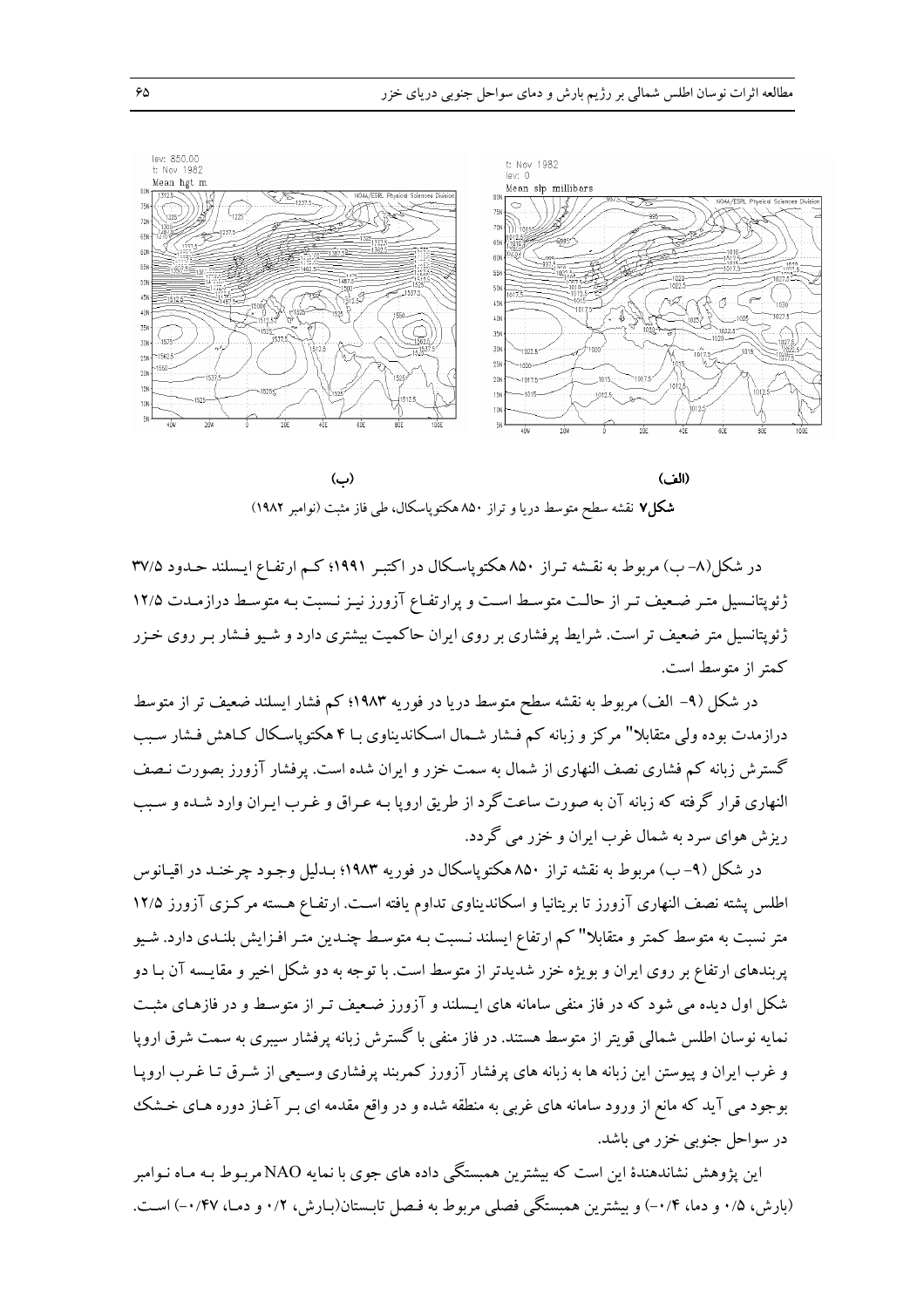(ب) (الف)

**شکل۷** نقشه سطح متوسط دریا و تراز ۸۵۰ هکتوپاسکال، طی فاز مثبت (نوامبر ۱۹۸۲)

در شکل(۸- ب) مربوط به نقشه تراز ۸۵۰ هکتوپاسکال در اکتبر ۱۹۹۱؛ کم ارتفاع ایسلند حدود ۳۷/۵ ژئوپتانسیل متر ضعیف تر از حالت متوسط است و پرارتفاع آزورز نیز نسبت به متوسط درازمدت ۱۲/۵ ژئوپتانسیل متر ضعیف تر است. شرایط پرفشاری بر روی ایران حاکمیت بیشتری دارد و شیو فشار بر روی خزر کمتر از متوسط است.

در شکل (۹- الف) مربوط به نقشه سطح متوسط دریا در فوریه ۱۹۸۳؛ کم فشار ایسلند ضعیف تر از متوسط درازمدت بوده ولی متقابلا" مرکز و زبانه کم فشار شمال اسکاندیناوی با ۴ هکتوپاسکال کاهش فشار سبب گسترش زبانه کم فشاری نصف النهاری از شمال به سمت خزر و ایران شده است. پرفشار آزورز بصورت نصف النهاری قرار گرفته که زبانه آن به صورت ساعت‌گرد از طریق اروپا به عراق و غرب ایران وارد شده و سبب ریزش هوای سرد به شمال غرب ایران و خزر می گردد.

در شکل (۹- ب) مربوط به نقشه تراز ۸۵۰ هکتوپاسکال در فوریه ۱۹۸۳؛ بدلیل وجود چرخند در اقیانوس اطلس پشته نصف النهاری آزورز تا بریتانیا و اسکاندیناوی تداوم یافته است. ارتفاع هسته مرکزی آزورز ۱۲/۵ متر نسبت به متوسط کمتر و متقابلا" کم ارتفاع ایسلند نسبت به متوسط چندین متر افزایش بلندی دارد. شیو پربندهای ارتفاع بر روی ایران و بویژه خزر شدیدتر از متوسط است. با توجه به دو شکل اخیر و مقایسه آن با دو شکل اول دیده می شود که در فاز منفی سامانه های ایسلند و آزورز ضعیف تر از متوسط و در فازهای مثبت نمایه نوسان اطلس شمالی قویتر از متوسط هستند. در فاز منفی با گسترش زبانه پرفشار سیبری به سمت شرق اروپا و غرب ایران و پیوستن این زبانه ها به زبانه های پرفشار آزورز کمربند پرفشاری وسیعی از شرق تا غرب اروپا بوجود می آید که مانع از ورود سامانه های غربی به منطقه شده و در واقع مقدمه ای بر آغاز دوره های خشک در سواحل جنوبی خزر می باشد.

این پژوهش نشاندهندهٔ این است که بیشترین همبستگی داده های جوی با نمایه NAO مربوط به ماه نوامبر (بارش، ۰/۵ و دما، ۰/۴-) و بیشترین همبستگی فصلی مربوط به فصل تابستان(بارش، ۰/۲ و دما، ۰/۴۷-) است.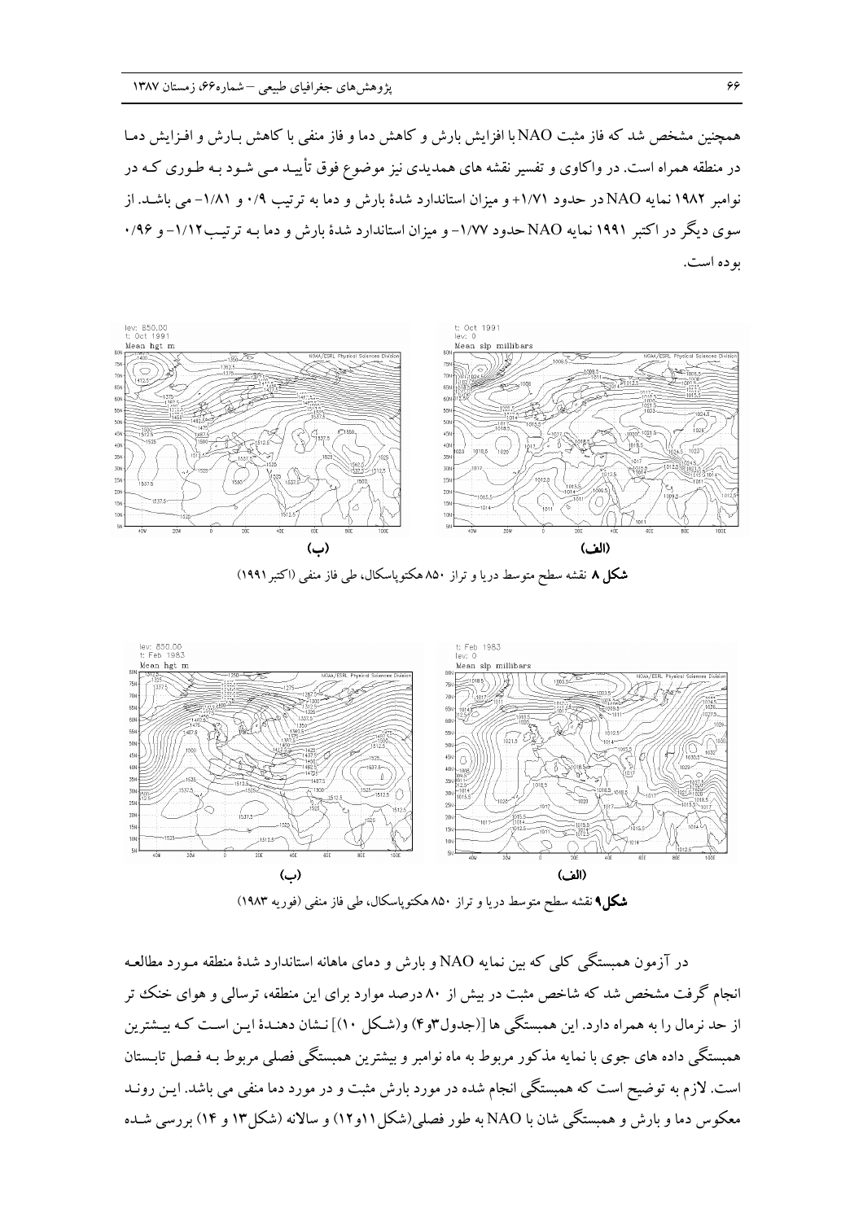همچنین مشخص شد که فاز مثبت NAO با افزایش بارش و کاهش دما و فاز منفی با کاهش بـارش و افـزایش دمـا در منطقه همراه است. در واکاوی و تفسیر نقشه های همدیدی نیز موضوع فوق تأییـد مـی شـود بـه طـوری کـه در نوامبر ۱۹۸۲ نمایه NAO در حدود ۱/۷۱+ و میزان استاندارد شدهٔ بارش و دما به ترتیب ۰/۹ و ۱/۸۱- می باشـد. از سوی دیگر در اکتبر ۱۹۹۱ نمایه NAO حدود ۱/۷۷- و میزان استاندارد شدهٔ بارش و دما بـه ترتیـب ۱/۱۲- و ۰/۹۶ بوده است.

(ب) (الف)

**شکل ۸** نقشه سطح متوسط دریا و تراز ۸۵۰ هکتوپاسکال، طی فاز منفی (اکتبر ۱۹۹۱)

(ب) (الف)

**شکل ۹** نقشه سطح متوسط دریا و تراز ۸۵۰ هکتوپاسکال، طی فاز منفی (فوریه ۱۹۸۳)

در آزمون همبستگی کلی که بین نمایه NAO و بارش و دمای ماهانه استاندارد شدهٔ منطقه مـورد مطالعـه انجام گرفت مشخص شد که شاخص مثبت در بیش از ۸۰ درصد موارد برای این منطقه، ترسالی و هوای خنک تر از حد نرمال را به همراه دارد. این همبستگی ها [(جدول ۳ و ۴) و (شـکل ۱۰)] نـشان دهنـدهٔ ایـن اسـت کـه بـیشترین همبستگی داده های جوی با نمایه مذکور مربوط به ماه نوامبر و بیشترین همبستگی فصلی مربوط بـه فـصل تابـستان است. لازم به توضیح است که همبستگی انجام شده در مورد بارش مثبت و در مورد دما منفی می باشد. ایـن رونـد معکوس دما و بارش و همبستگی شان با NAO به طور فصلی (شکل ۱۱ و ۱۲) و سالانه (شکل ۱۳ و ۱۴) بررسی شـده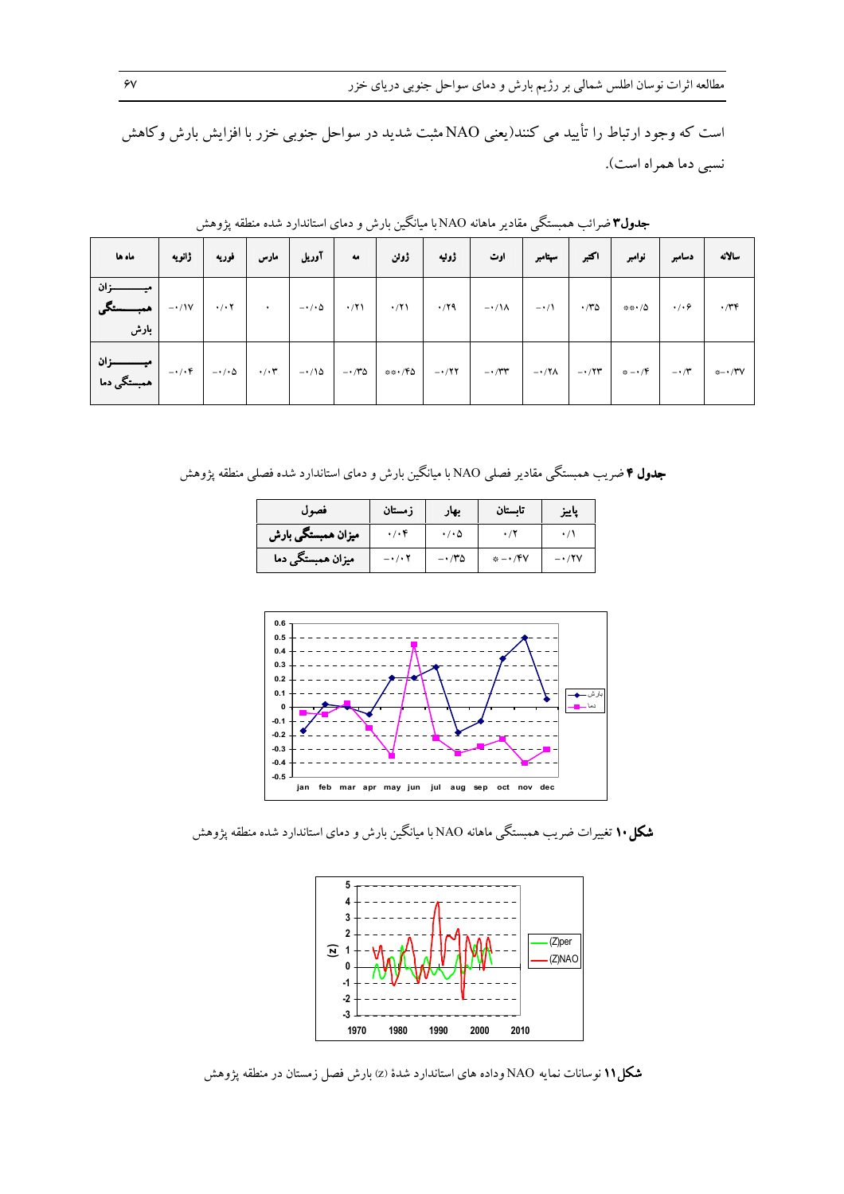است که وجود ارتباط را تأیید می کنند(یعنی NAO مثبت شدید در سواحل جنوبی خزر با افزایش بارش وکاهش نسبی دما همراه است).

**جدول۳** ضرائب همبستگی مقادیر ماهانه NAO با میانگین بارش و دمای استاندارد شده منطقه پژوهش

| ماه ها | ژانویه | فوریه | مارس | آوریل | مه | ژوئن | ژوئیه | اوت | سپتامبر | اکتبر | نوامبر | دسامبر | سالانه |
|---|---|---|---|---|---|---|---|---|---|---|---|---|---|
| میزان همبستگی بارش | -۰/۱۷ | ۰/۰۲ | ۰ | -۰/۰۵ | ۰/۲۱ | ۰/۲۱ | ۰/۲۹ | -۰/۱۸ | -۰/۱ | ۰/۳۵ | \*\*۰/۵ | ۰/۰۶ | ۰/۳۴ |
| میزان همبستگی دما | -۰/۰۴ | -۰/۰۵ | ۰/۰۳ | -۰/۱۵ | -۰/۳۵ | \*\*۰/۴۵ | -۰/۲۲ | -۰/۳۳ | -۰/۲۸ | -۰/۲۳ | \* -۰/۴ | -۰/۳ | \*-۰/۳۷ |

**جدول ۴** ضریب همبستگی مقادیر فصلی NAO با میانگین بارش و دمای استاندارد شده فصلی منطقه پژوهش

| فصول | زمستان | بهار | تابستان | پاییز |
|---|---|---|---|---|
| میزان همبستگی بارش | ۰/۰۴ | ۰/۰۵ | ۰/۲ | ۰/۱ |
| میزان همبستگی دما | -۰/۰۲ | -۰/۳۵ | \* -۰/۴۷ | -۰/۲۷ |

**شکل ۱۰** تغییرات ضریب همبستگی ماهانه NAO با میانگین بارش و دمای استاندارد شده منطقه پژوهش

**شکل ۱۱** نوسانات نمایه NAO وداده های استاندارد شدهٔ (z) بارش فصل زمستان در منطقه پژوهش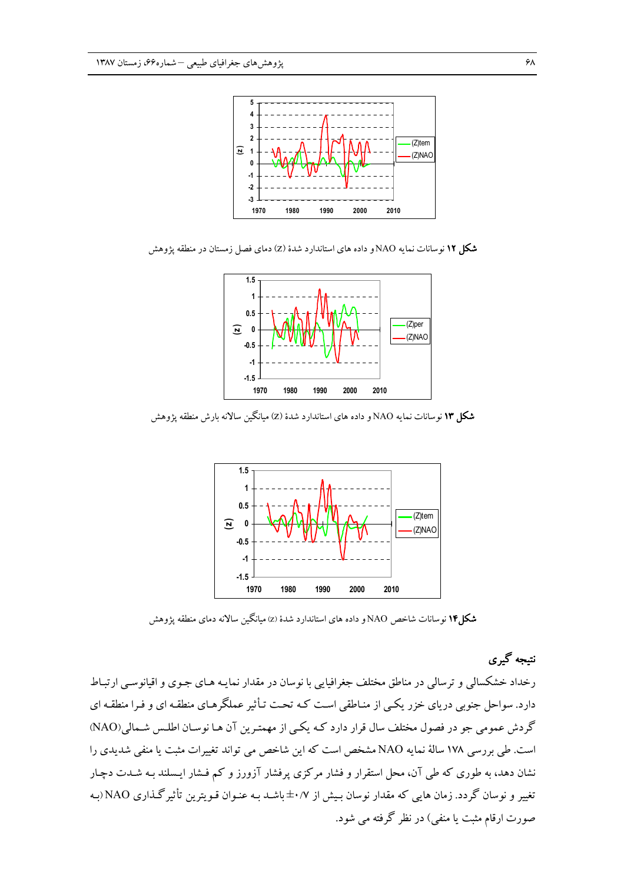**شکل ۱۲** نوسانات نمایه NAO و داده های استاندارد شدهٔ (Z) دمای فصل زمستان در منطقه پژوهش

**شکل ۱۳** نوسانات نمایه NAO و داده های استاندارد شدهٔ (Z) میانگین سالانه بارش منطقه پژوهش

**شکل ۱۴** نوسانات شاخص NAO و داده های استاندارد شدهٔ (z) میانگین سالانه دمای منطقه پژوهش

## نتیجه گیری

رخداد خشکسالی و ترسالی در مناطق مختلف جغرافیایی با نوسان در مقدار نمایه های جوی و اقیانوسی ارتباط دارد. سواحل جنوبی دریای خزر یکی از مناطقی است که تحت تأثیر عملگرهای منطقه ای و فرا منطقه ای گردش عمومی جو در فصول مختلف سال قرار دارد که یکی از مهمترین آن ها نوسان اطلس شمالی(NAO) است. طی بررسی ۱۷۸ سالهٔ نمایه NAO مشخص است که این شاخص می تواند تغییرات مثبت یا منفی شدیدی را نشان دهد، به طوری که طی آن، محل استقرار و فشار مرکزی پرفشار آزورز و کم فشار ایسلند به شدت دچار تغییر و نوسان گردد. زمان هایی که مقدار نوسان بیش از ۰/۷± باشد به عنوان قویترین تأثیرگذاری NAO (به صورت ارقام مثبت یا منفی) در نظر گرفته می شود.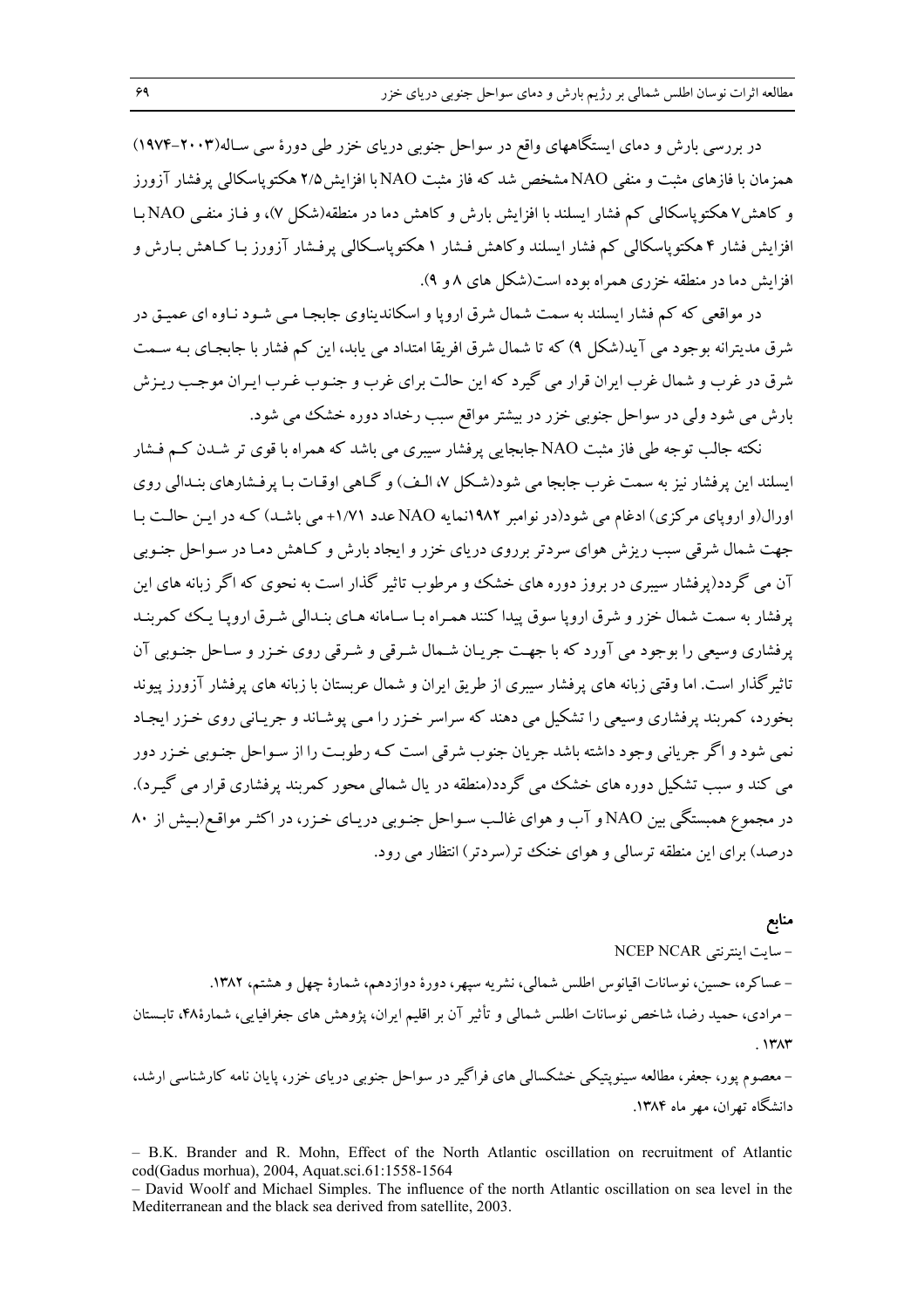در بررسی بارش و دمای ایستگاههای واقع در سواحل جنوبی دریای خزر طی دورهٔ سی ساله(۲۰۰۳-۱۹۷۴) همزمان با فازهای مثبت و منفی NAO مشخص شد که فاز مثبت NAO با افزایش۲/۵ هکتوپاسکالی پرفشار آزورز و کاهش۷ هکتوپاسکالی کم فشار ایسلند با افزایش بارش و کاهش دما در منطقه(شکل ۷)، و فاز منفی NAO با افزایش فشار ۴ هکتوپاسکالی کم فشار ایسلند وکاهش فشار ۱ هکتوپاسکالی پرفشار آزورز با کاهش بارش و افزایش دما در منطقه خزری همراه بوده است(شکل های ۸ و ۹).

در مواقعی که کم فشار ایسلند به سمت شمال شرق اروپا و اسکاندیناوی جابجا می شود ناوه ای عمیق در شرق مدیترانه بوجود می آید(شکل ۹) که تا شمال شرق افریقا امتداد می یابد، این کم فشار با جابجای به سمت شرق در غرب و شمال غرب ایران قرار می گیرد که این حالت برای غرب و جنوب غرب ایران موجب ریزش بارش می شود ولی در سواحل جنوبی خزر در بیشتر مواقع سبب رخداد دوره خشک می شود.

نکته جالب توجه طی فاز مثبت NAO جابجایی پرفشار سیبری می باشد که همراه با قوی تر شدن کم فشار ایسلند این پرفشار نیز به سمت غرب جابجا می شود(شکل ۷، الف) و گاهی اوقات با پرفشارهای بندالی روی اورال(و اروپای مرکزی) ادغام می شود(در نوامبر ۱۹۸۲نمایه NAO عدد ۱/۷۱+ می باشد) که در این حالت با جهت شمال شرقی سبب ریزش هوای سردتر برروی دریای خزر و ایجاد بارش و کاهش دما در سواحل جنوبی آن می گردد(پرفشار سیبری در بروز دوره های خشک و مرطوب تاثیر گذار است به نحوی که اگر زبانه های این پرفشار به سمت شمال خزر و شرق اروپا سوق پیدا کنند همراه با سامانه های بندالی شرق اروپا یک کمربند پرفشاری وسیعی را بوجود می آورد که با جهت جریان شمال شرقی و شرقی روی خزر و ساحل جنوبی آن تاثیرگذار است. اما وقتی زبانه های پرفشار سیبری از طریق ایران و شمال عربستان با زبانه های پرفشار آزورز پیوند بخورد، کمربند پرفشاری وسیعی را تشکیل می دهند که سراسر خزر را می پوشاند و جریانی روی خزر ایجاد نمی شود و اگر جریانی وجود داشته باشد جریان جنوب شرقی است که رطوبت را از سواحل جنوبی خزر دور می کند و سبب تشکیل دوره های خشک می گردد(منطقه در یال شمالی محور کمربند پرفشاری قرار می گیرد). در مجموع همبستگی بین NAO و آب و هوای غالب سواحل جنوبی دریای خزر، در اکثر مواقع(بیش از ۸۰ درصد) برای این منطقه ترسالی و هوای خنک تر(سردتر) انتظار می رود.

## منابع

- سایت اینترنتی NCEP NCAR
- عساکره، حسین، نوسانات اقیانوس اطلس شمالی، نشریه سپهر، دورهٔ دوازدهم، شمارهٔ چهل و هشتم، ۱۳۸۲.
- مرادی، حمید رضا، شاخص نوسانات اطلس شمالی و تأثیر آن بر اقلیم ایران، پژوهش های جغرافیایی، شمارهٔ۴۸، تابستان ۱۳۸۳.
- معصوم پور، جعفر، مطالعه سینوپتیکی خشکسالی های فراگیر در سواحل جنوبی دریای خزر، پایان نامه کارشناسی ارشد، دانشگاه تهران، مهر ماه ۱۳۸۴.

- B.K. Brander and R. Mohn, Effect of the North Atlantic oscillation on recruitment of Atlantic cod(Gadus morhua), 2004, Aquat.sci.61:1558-1564
- David Woolf and Michael Simples. The influence of the north Atlantic oscillation on sea level in the Mediterranean and the black sea derived from satellite, 2003.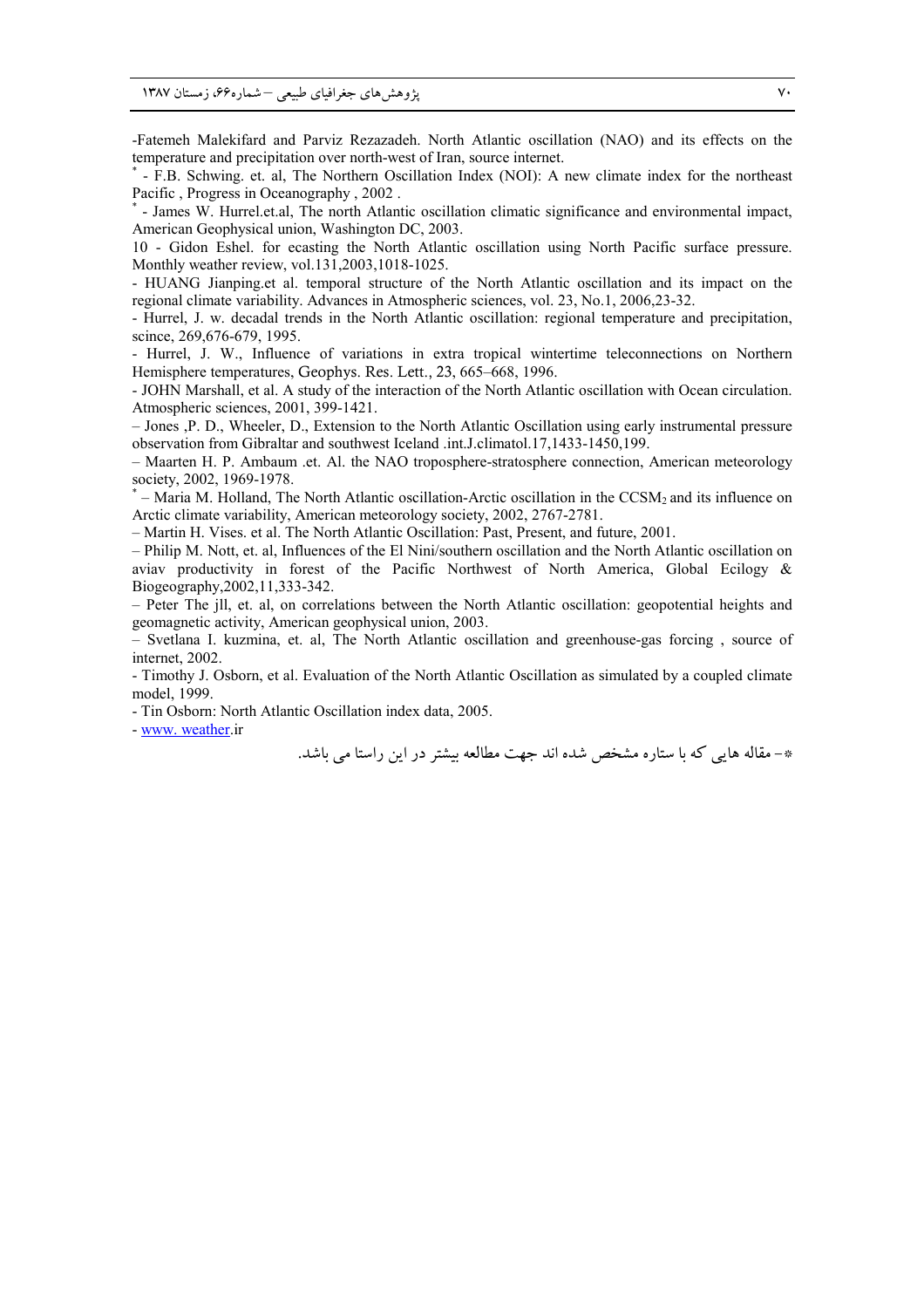-Fatemeh Malekifard and Parviz Rezazadeh. North Atlantic oscillation (NAO) and its effects on the temperature and precipitation over north-west of Iran, source internet.

* - F.B. Schwing. et. al, The Northern Oscillation Index (NOI): A new climate index for the northeast Pacific , Progress in Oceanography , 2002 .

* - James W. Hurrel.et.al, The north Atlantic oscillation climatic significance and environmental impact, American Geophysical union, Washington DC, 2003.

10 - Gidon Eshel. for ecasting the North Atlantic oscillation using North Pacific surface pressure. Monthly weather review, vol.131,2003,1018-1025.

- HUANG Jianping.et al. temporal structure of the North Atlantic oscillation and its impact on the regional climate variability. Advances in Atmospheric sciences, vol. 23, No.1, 2006,23-32.

- Hurrel, J. w. decadal trends in the North Atlantic oscillation: regional temperature and precipitation, scince, 269,676-679, 1995.

- Hurrel, J. W., Influence of variations in extra tropical wintertime teleconnections on Northern Hemisphere temperatures, Geophys. Res. Lett., 23, 665–668, 1996.

- JOHN Marshall, et al. A study of the interaction of the North Atlantic oscillation with Ocean circulation. Atmospheric sciences, 2001, 399-1421.

– Jones ,P. D., Wheeler, D., Extension to the North Atlantic Oscillation using early instrumental pressure observation from Gibraltar and southwest Iceland .int.J.climatol.17,1433-1450,199.

– Maarten H. P. Ambaum .et. Al. the NAO troposphere-stratosphere connection, American meteorology society, 2002, 1969-1978.

* – Maria M. Holland, The North Atlantic oscillation-Arctic oscillation in the $CCSM_2$ and its influence on Arctic climate variability, American meteorology society, 2002, 2767-2781.

– Martin H. Vises. et al. The North Atlantic Oscillation: Past, Present, and future, 2001.

– Philip M. Nott, et. al, Influences of the El Nini/southern oscillation and the North Atlantic oscillation on aviav productivity in forest of the Pacific Northwest of North America, Global Ecilogy & Biogeography,2002,11,333-342.

– Peter The jll, et. al, on correlations between the North Atlantic oscillation: geopotential heights and geomagnetic activity, American geophysical union, 2003.

– Svetlana I. kuzmina, et. al, The North Atlantic oscillation and greenhouse-gas forcing , source of internet, 2002.

- Timothy J. Osborn, et al. Evaluation of the North Atlantic Oscillation as simulated by a coupled climate model, 1999.

- Tin Osborn: North Atlantic Oscillation index data, 2005.

- www. weather.ir

*– مقاله هایی که با ستاره مشخص شده اند جهت مطالعه بیشتر در این راستا می باشد.